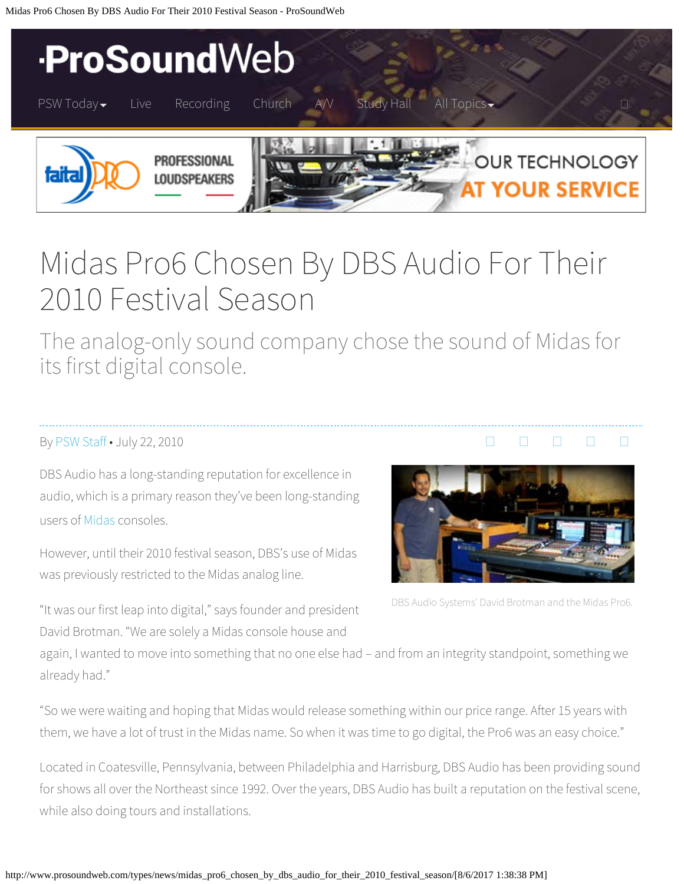# Midas Pro6 Chosen By DBS Audio For Their 2010 Festival Season

## The analog-only sound company chose the sound of Midas for its first digital console.

By PSW Staff • July 22, 2010

DBS Audio has a long-standing reputation for excellence in audio, which is a primary reason they've been long-standing users of Midas consoles.

However, until their 2010 festival season, DBS's use of Midas was previously restricted to the Midas analog line.

DBS Audio Systems' David Brotman and the Midas Pro6.

"It was our first leap into digital," says founder and president David Brotman. "We are solely a Midas console house and again, I wanted to move into something that no one else had – and from an integrity standpoint, something we already had."

"So we were waiting and hoping that Midas would release something within our price range. After 15 years with them, we have a lot of trust in the Midas name. So when it was time to go digital, the Pro6 was an easy choice."

Located in Coatesville, Pennsylvania, between Philadelphia and Harrisburg, DBS Audio has been providing sound for shows all over the Northeast since 1992. Over the years, DBS Audio has built a reputation on the festival scene, while also doing tours and installations.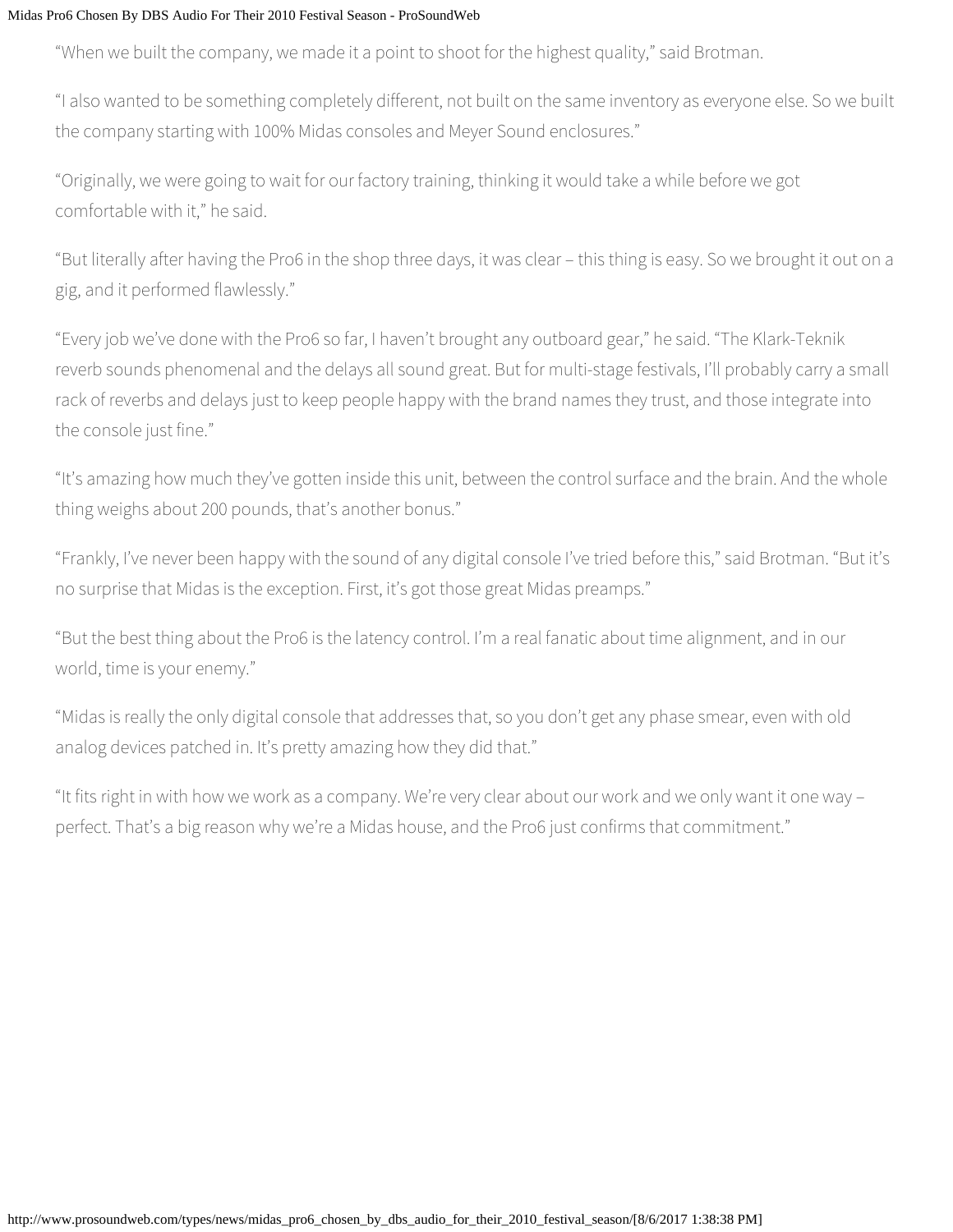“When we built the company, we made it a point to shoot for the highest quality,” said Brotman.

“I also wanted to be something completely different, not built on the same inventory as everyone else. So we built the company starting with 100% Midas consoles and Meyer Sound enclosures.”

“Originally, we were going to wait for our factory training, thinking it would take a while before we got comfortable with it,” he said.

“But literally after having the Pro6 in the shop three days, it was clear – this thing is easy. So we brought it out on a gig, and it performed flawlessly.”

“Every job we’ve done with the Pro6 so far, I haven’t brought any outboard gear,” he said. “The Klark-Teknik reverb sounds phenomenal and the delays all sound great. But for multi-stage festivals, I’ll probably carry a small rack of reverbs and delays just to keep people happy with the brand names they trust, and those integrate into the console just fine.”

“It’s amazing how much they’ve gotten inside this unit, between the control surface and the brain. And the whole thing weighs about 200 pounds, that’s another bonus.”

“Frankly, I’ve never been happy with the sound of any digital console I’ve tried before this,” said Brotman. “But it’s no surprise that Midas is the exception. First, it’s got those great Midas preamps.”

“But the best thing about the Pro6 is the latency control. I’m a real fanatic about time alignment, and in our world, time is your enemy.”

“Midas is really the only digital console that addresses that, so you don’t get any phase smear, even with old analog devices patched in. It’s pretty amazing how they did that.”

“It fits right in with how we work as a company. We’re very clear about our work and we only want it one way – perfect. That’s a big reason why we’re a Midas house, and the Pro6 just confirms that commitment.”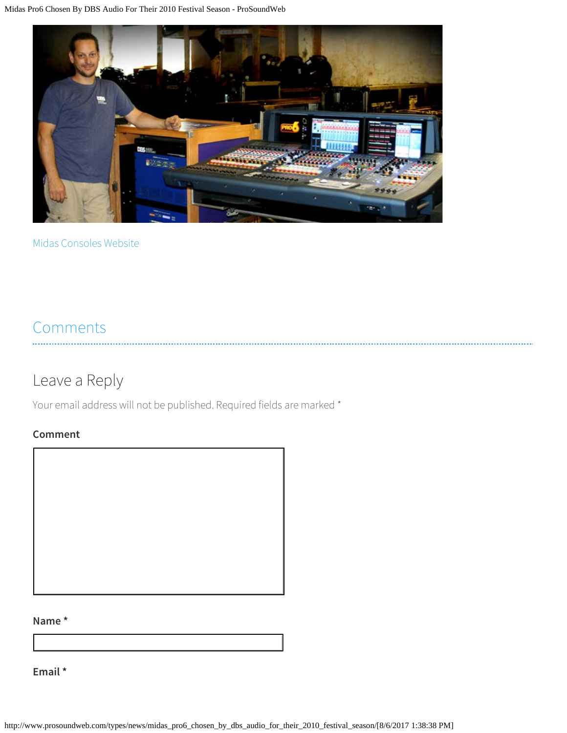Midas Consoles Website

## Comments

### Leave a Reply

Your email address will not be published. Required fields are marked *

**Comment**

**Name ***

**Email ***